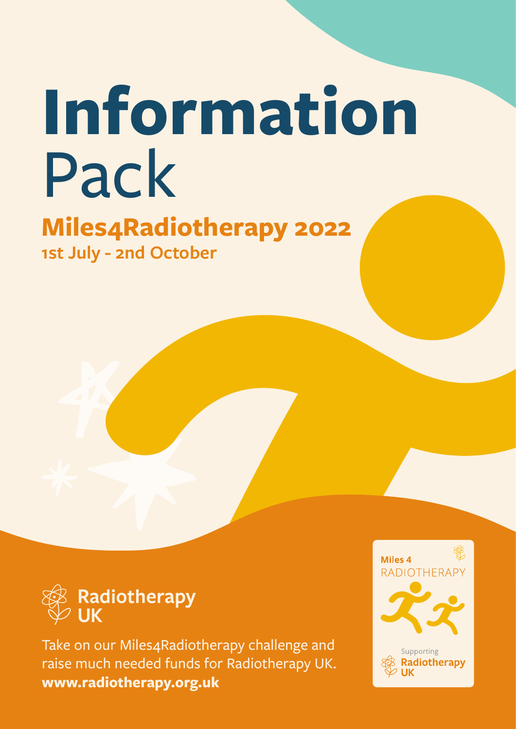# Information Pack

## Miles4Radiotherapy 2022

**1st July - 2nd October**

Radiotherapy UK

Take on our Miles4Radiotherapy challenge and raise much needed funds for Radiotherapy UK.

**www.radiotherapy.org.uk**

Miles 4 RADIOTHERAPY

Supporting Radiotherapy UK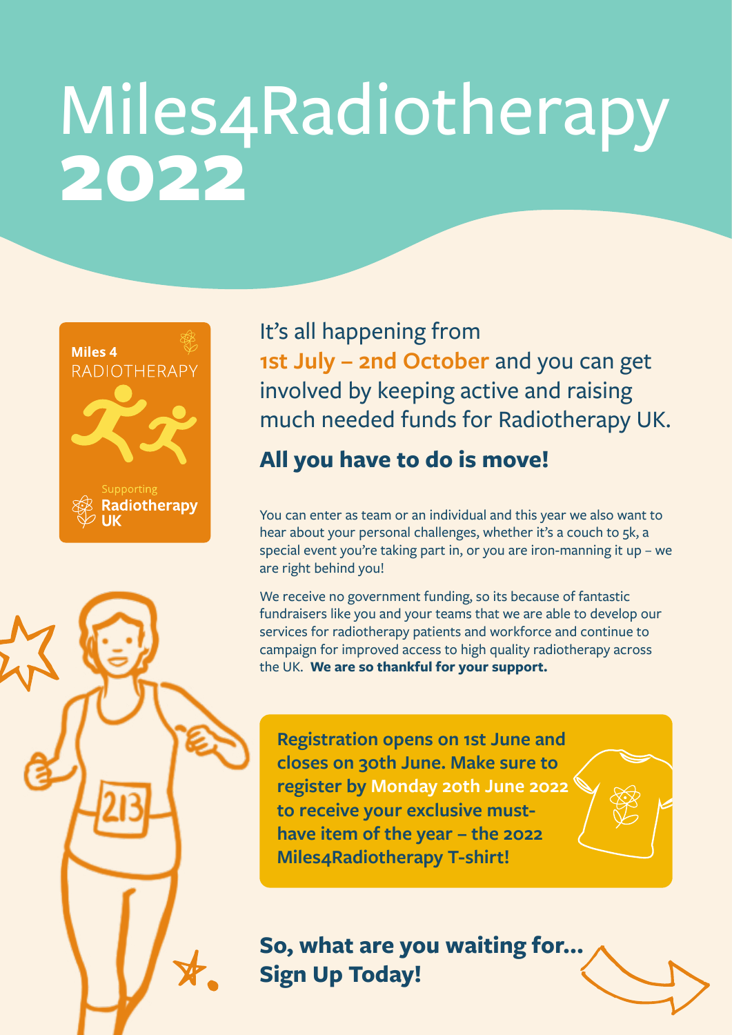# Miles4Radiotherapy 2022

Miles 4 RADIOTHERAPY

Supporting Radiotherapy UK

It's all happening from **1st July – 2nd October** and you can get involved by keeping active and raising much needed funds for Radiotherapy UK.

## All you have to do is move!

You can enter as team or an individual and this year we also want to hear about your personal challenges, whether it's a couch to 5k, a special event you're taking part in, or you are iron-manning it up – we are right behind you!

We receive no government funding, so its because of fantastic fundraisers like you and your teams that we are able to develop our services for radiotherapy patients and workforce and continue to campaign for improved access to high quality radiotherapy across the UK. **We are so thankful for your support.**

**Registration opens on 1st June and closes on 30th June. Make sure to register by Monday 20th June 2022 to receive your exclusive must-have item of the year – the 2022 Miles4Radiotherapy T-shirt!**

## So, what are you waiting for... Sign Up Today!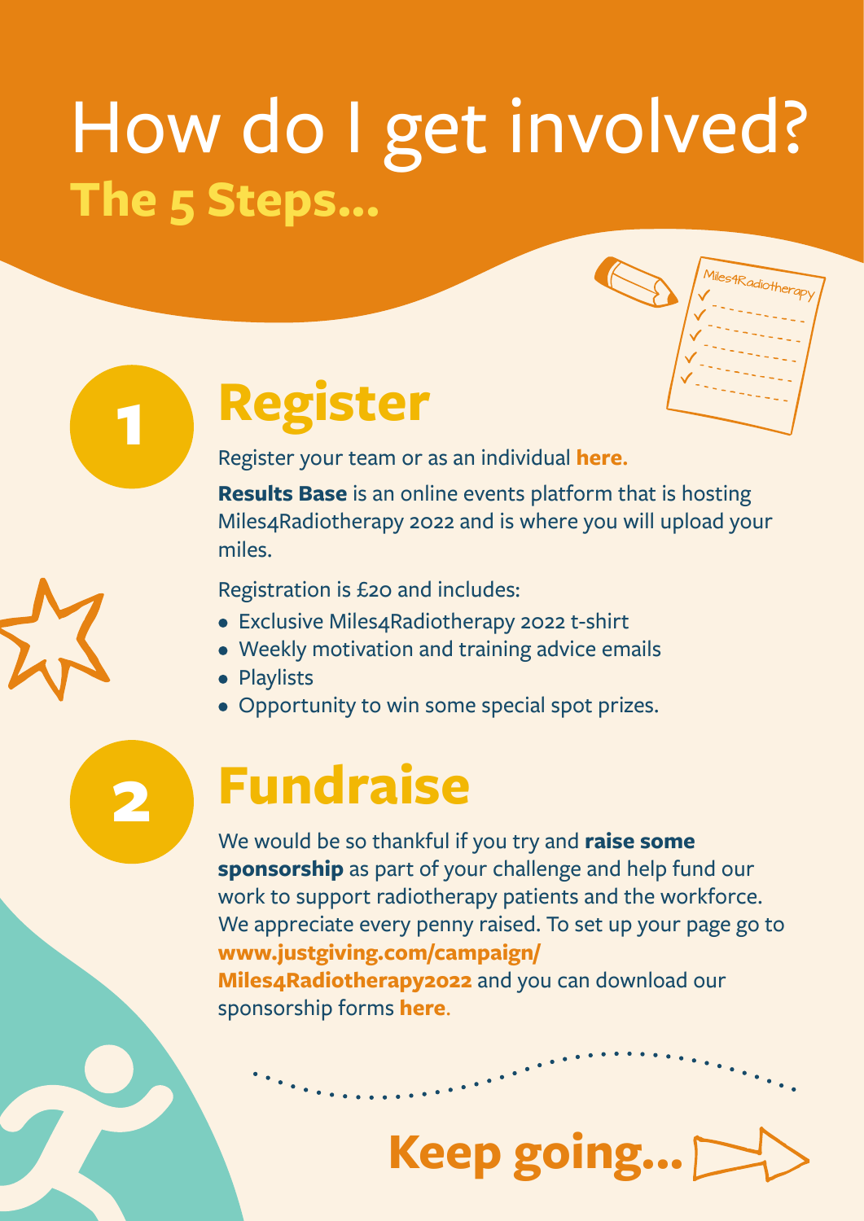# How do I get involved?

## The 5 Steps...

## 1 Register

Register your team or as an individual **here.**

**Results Base** is an online events platform that is hosting Miles4Radiotherapy 2022 and is where you will upload your miles.

Registration is £20 and includes:

- Exclusive Miles4Radiotherapy 2022 t-shirt
- Weekly motivation and training advice emails
- Playlists
- Opportunity to win some special spot prizes.

## 2 Fundraise

We would be so thankful if you try and **raise some sponsorship** as part of your challenge and help fund our work to support radiotherapy patients and the workforce. We appreciate every penny raised. To set up your page go to **www.justgiving.com/campaign/Miles4Radiotherapy2022** and you can download our sponsorship forms **here**.

**Keep going...**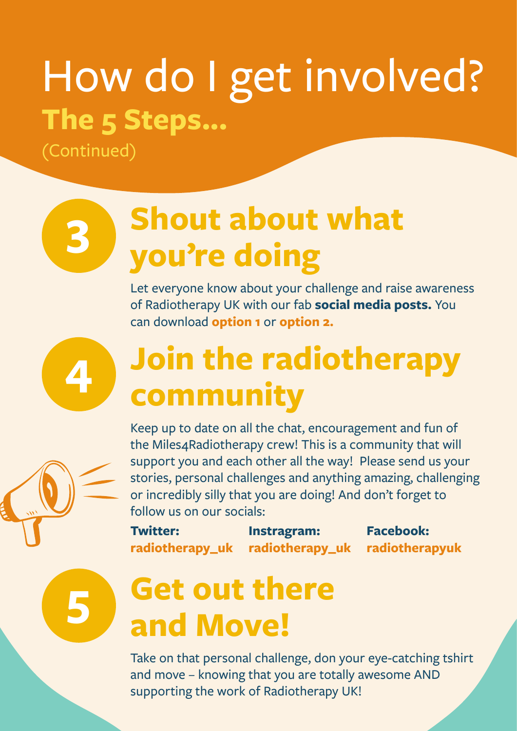# How do I get involved?

## The 5 Steps...

(Continued)

### 3 Shout about what you're doing

Let everyone know about your challenge and raise awareness of Radiotherapy UK with our fab **social media posts.** You can download **option 1** or **option 2.**

### 4 Join the radiotherapy community

Keep up to date on all the chat, encouragement and fun of the Miles4Radiotherapy crew! This is a community that will support you and each other all the way! Please send us your stories, personal challenges and anything amazing, challenging or incredibly silly that you are doing! And don't forget to follow us on our socials:

**Twitter:** **radiotherapy_uk**

**Instragram:** **radiotherapy_uk**

**Facebook:** **radiotherapyuk**

### 5 Get out there and Move!

Take on that personal challenge, don your eye-catching tshirt and move – knowing that you are totally awesome AND supporting the work of Radiotherapy UK!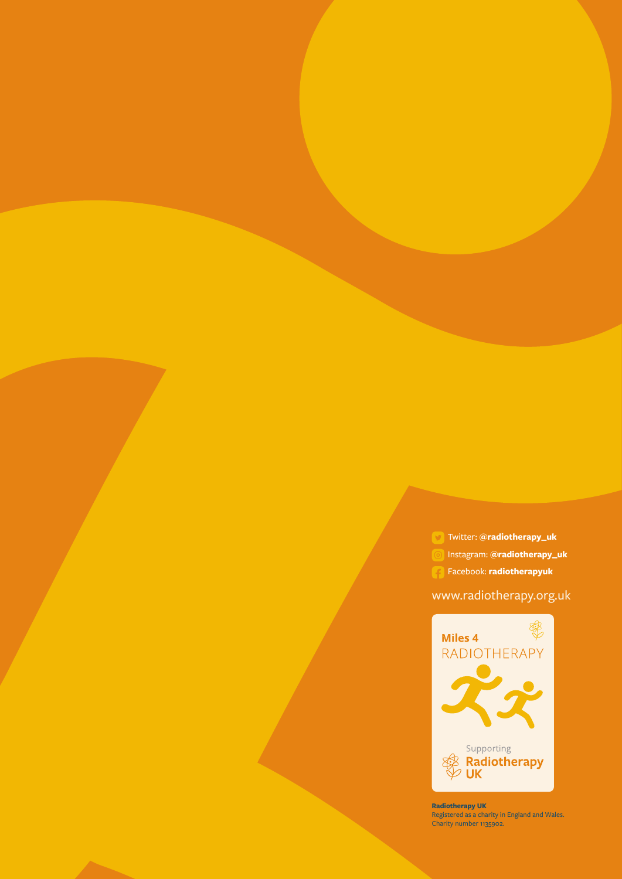Twitter: **@radiotherapy_uk**

Instagram: **@radiotherapy_uk**

Facebook: **radiotherapyuk**

www.radiotherapy.org.uk

**Miles 4**
RADIOTHERAPY

Supporting
**Radiotherapy UK**

**Radiotherapy UK**
Registered as a charity in England and Wales.
Charity number 1135902.